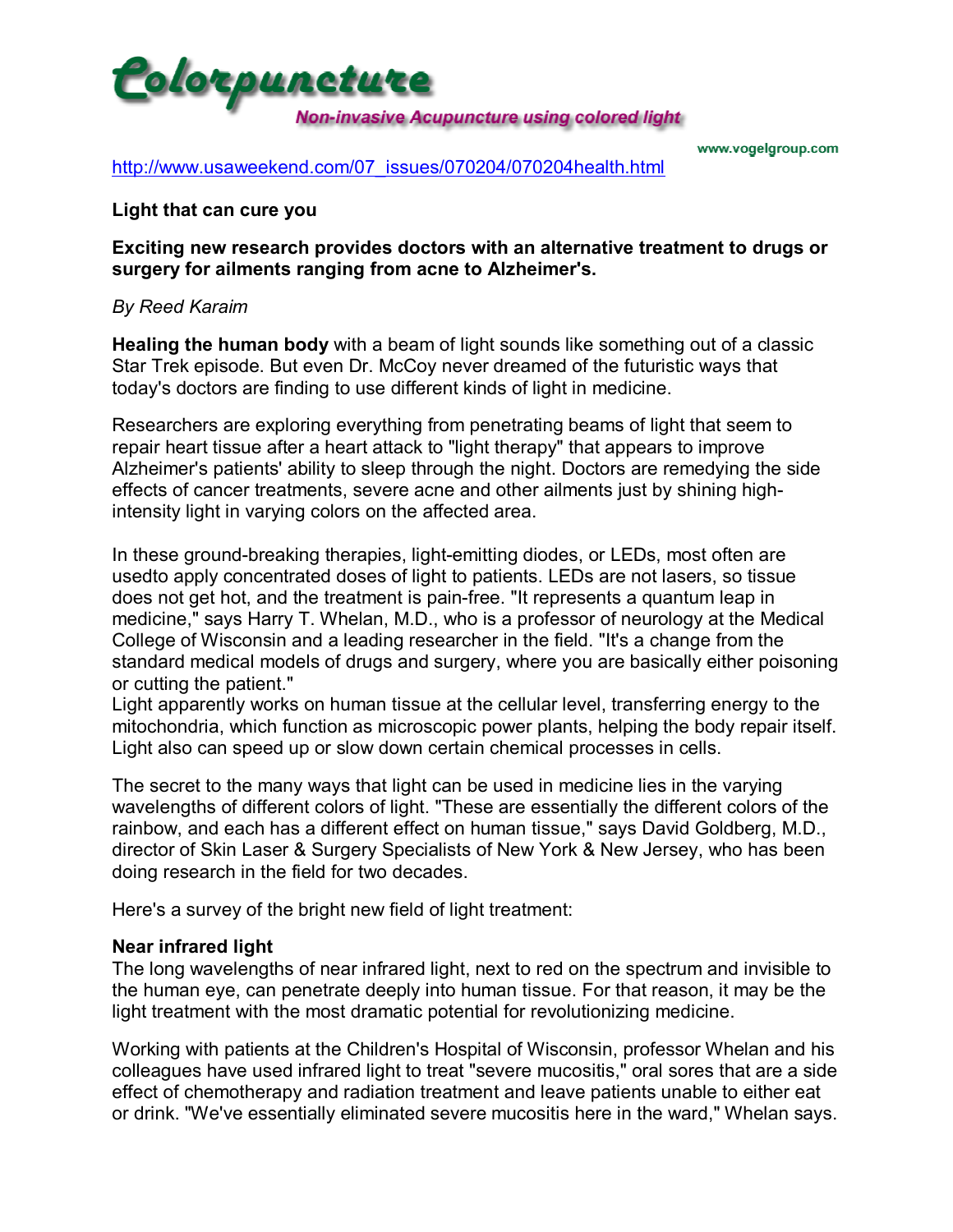# Colorpuncture

**Non-invasive Acupuncture using colored light**

www.vogelgroup.com

http://www.usaweekend.com/07_issues/070204/070204health.html

## Light that can cure you

**Exciting new research provides doctors with an alternative treatment to drugs or surgery for ailments ranging from acne to Alzheimer's.**

*By Reed Karaim*

**Healing the human body** with a beam of light sounds like something out of a classic Star Trek episode. But even Dr. McCoy never dreamed of the futuristic ways that today's doctors are finding to use different kinds of light in medicine.

Researchers are exploring everything from penetrating beams of light that seem to repair heart tissue after a heart attack to "light therapy" that appears to improve Alzheimer's patients' ability to sleep through the night. Doctors are remedying the side effects of cancer treatments, severe acne and other ailments just by shining high-intensity light in varying colors on the affected area.

In these ground-breaking therapies, light-emitting diodes, or LEDs, most often are usedto apply concentrated doses of light to patients. LEDs are not lasers, so tissue does not get hot, and the treatment is pain-free. "It represents a quantum leap in medicine," says Harry T. Whelan, M.D., who is a professor of neurology at the Medical College of Wisconsin and a leading researcher in the field. "It's a change from the standard medical models of drugs and surgery, where you are basically either poisoning or cutting the patient."
Light apparently works on human tissue at the cellular level, transferring energy to the mitochondria, which function as microscopic power plants, helping the body repair itself. Light also can speed up or slow down certain chemical processes in cells.

The secret to the many ways that light can be used in medicine lies in the varying wavelengths of different colors of light. "These are essentially the different colors of the rainbow, and each has a different effect on human tissue," says David Goldberg, M.D., director of Skin Laser & Surgery Specialists of New York & New Jersey, who has been doing research in the field for two decades.

Here's a survey of the bright new field of light treatment:

### Near infrared light

The long wavelengths of near infrared light, next to red on the spectrum and invisible to the human eye, can penetrate deeply into human tissue. For that reason, it may be the light treatment with the most dramatic potential for revolutionizing medicine.

Working with patients at the Children's Hospital of Wisconsin, professor Whelan and his colleagues have used infrared light to treat "severe mucositis," oral sores that are a side effect of chemotherapy and radiation treatment and leave patients unable to either eat or drink. "We've essentially eliminated severe mucositis here in the ward," Whelan says.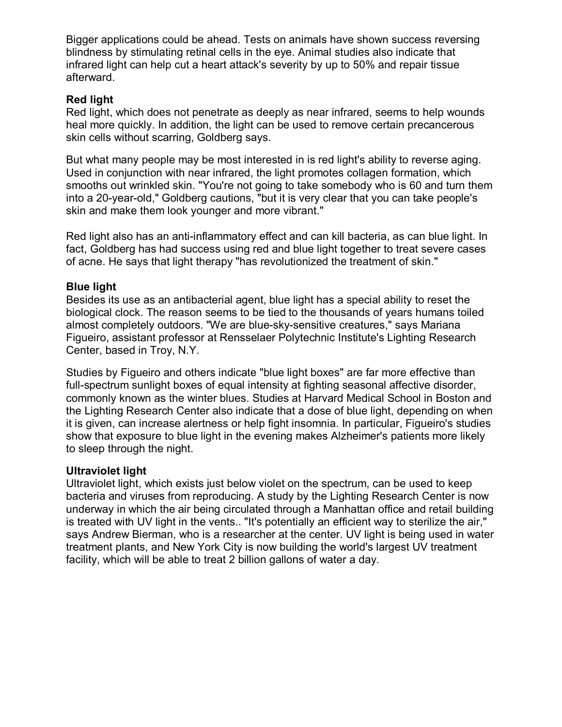Bigger applications could be ahead. Tests on animals have shown success reversing blindness by stimulating retinal cells in the eye. Animal studies also indicate that infrared light can help cut a heart attack's severity by up to 50% and repair tissue afterward.

**Red light**

Red light, which does not penetrate as deeply as near infrared, seems to help wounds heal more quickly. In addition, the light can be used to remove certain precancerous skin cells without scarring, Goldberg says.

But what many people may be most interested in is red light's ability to reverse aging. Used in conjunction with near infrared, the light promotes collagen formation, which smooths out wrinkled skin. "You're not going to take somebody who is 60 and turn them into a 20-year-old," Goldberg cautions, "but it is very clear that you can take people's skin and make them look younger and more vibrant."

Red light also has an anti-inflammatory effect and can kill bacteria, as can blue light. In fact, Goldberg has had success using red and blue light together to treat severe cases of acne. He says that light therapy "has revolutionized the treatment of skin."

**Blue light**

Besides its use as an antibacterial agent, blue light has a special ability to reset the biological clock. The reason seems to be tied to the thousands of years humans toiled almost completely outdoors. "We are blue-sky-sensitive creatures," says Mariana Figueiro, assistant professor at Rensselaer Polytechnic Institute's Lighting Research Center, based in Troy, N.Y.

Studies by Figueiro and others indicate "blue light boxes" are far more effective than full-spectrum sunlight boxes of equal intensity at fighting seasonal affective disorder, commonly known as the winter blues. Studies at Harvard Medical School in Boston and the Lighting Research Center also indicate that a dose of blue light, depending on when it is given, can increase alertness or help fight insomnia. In particular, Figueiro's studies show that exposure to blue light in the evening makes Alzheimer's patients more likely to sleep through the night.

**Ultraviolet light**

Ultraviolet light, which exists just below violet on the spectrum, can be used to keep bacteria and viruses from reproducing. A study by the Lighting Research Center is now underway in which the air being circulated through a Manhattan office and retail building is treated with UV light in the vents.. "It's potentially an efficient way to sterilize the air," says Andrew Bierman, who is a researcher at the center. UV light is being used in water treatment plants, and New York City is now building the world's largest UV treatment facility, which will be able to treat 2 billion gallons of water a day.